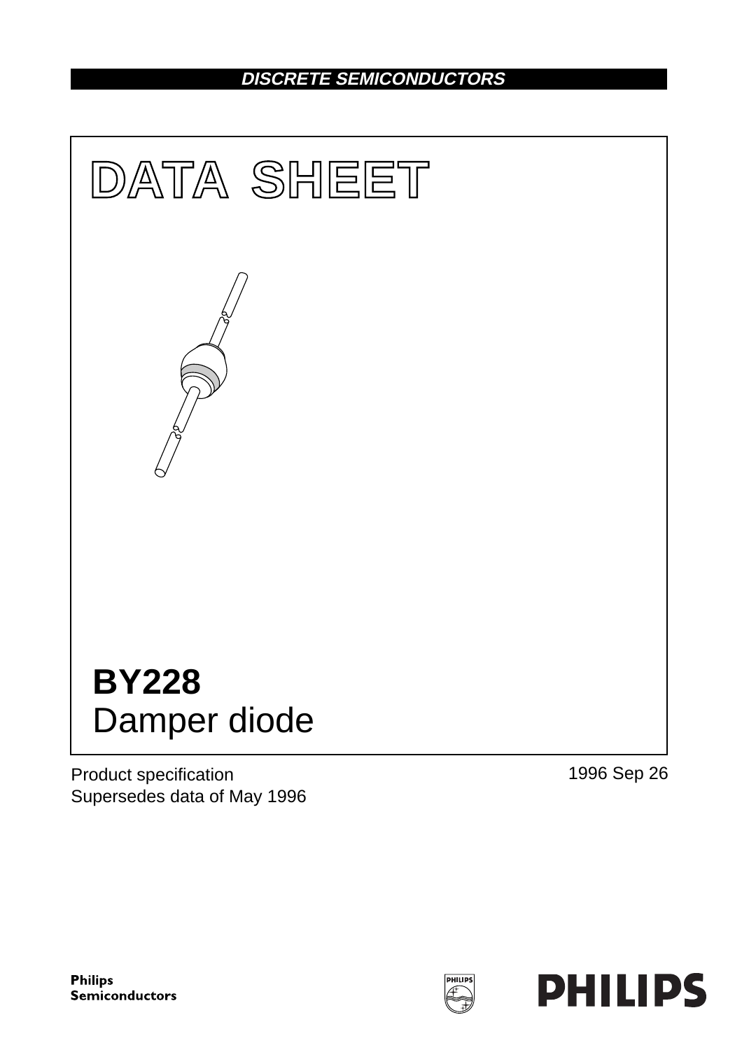DISCRETE SEMICONDUCTORS

# DATA SHEET

# BY228

## Damper diode

Product specification
Supersedes data of May 1996

1996 Sep 26

Philips Semiconductors

PHILIPS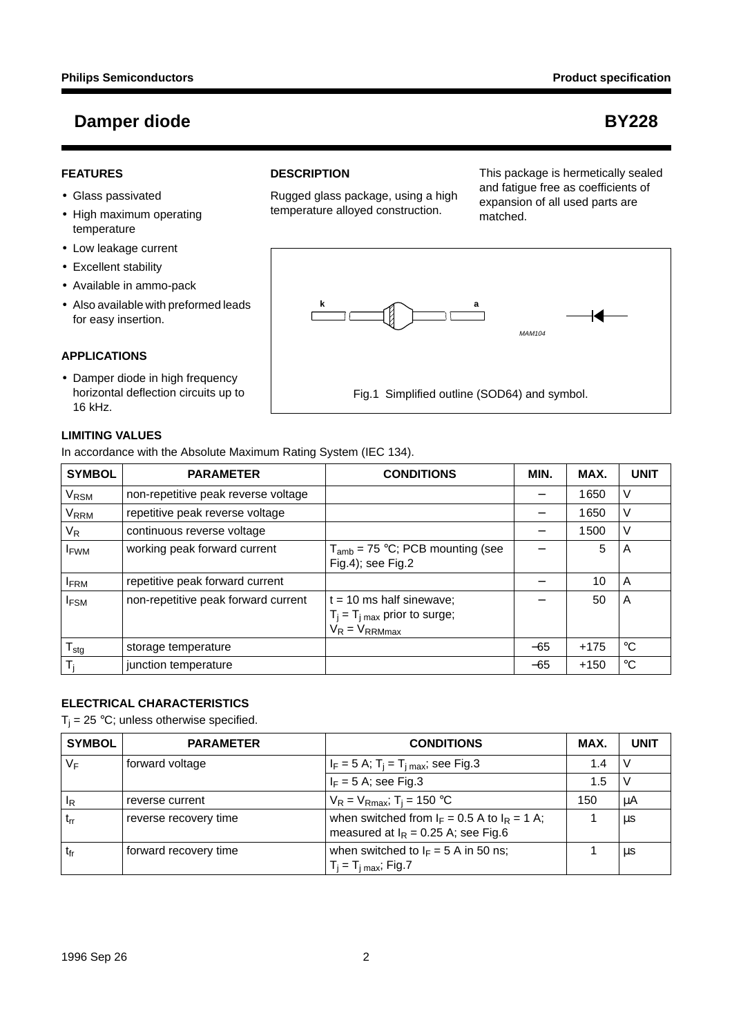# Damper diode — BY228

## FEATURES

- Glass passivated
- High maximum operating temperature
- Low leakage current
- Excellent stability
- Available in ammo-pack
- Also available with preformed leads for easy insertion.

## APPLICATIONS

- Damper diode in high frequency horizontal deflection circuits up to 16 kHz.

## DESCRIPTION

Rugged glass package, using a high temperature alloyed construction.

This package is hermetically sealed and fatigue free as coefficients of expansion of all used parts are matched.

Fig.1 Simplified outline (SOD64) and symbol.

## LIMITING VALUES

In accordance with the Absolute Maximum Rating System (IEC 134).

| SYMBOL | PARAMETER | CONDITIONS | MIN. | MAX. | UNIT |
|---|---|---|---|---|---|
| $V_{RSM}$ | non-repetitive peak reverse voltage | | − | 1650 | V |
| $V_{RRM}$ | repetitive peak reverse voltage | | − | 1650 | V |
| $V_R$ | continuous reverse voltage | | − | 1500 | V |
| $I_{FWM}$ | working peak forward current | $T_{amb}$ = 75 °C; PCB mounting (see Fig.4); see Fig.2 | − | 5 | A |
| $I_{FRM}$ | repetitive peak forward current | | − | 10 | A |
| $I_{FSM}$ | non-repetitive peak forward current | t = 10 ms half sinewave; $T_j = T_{j\,max}$ prior to surge; $V_R = V_{RRMmax}$ | − | 50 | A |
| $T_{stg}$ | storage temperature | | −65 | +175 | °C |
| $T_j$ | junction temperature | | −65 | +150 | °C |

## ELECTRICAL CHARACTERISTICS

$T_j$ = 25 °C; unless otherwise specified.

| SYMBOL | PARAMETER | CONDITIONS | MAX. | UNIT |
|---|---|---|---|---|
| $V_F$ | forward voltage | $I_F$ = 5 A; $T_j = T_{j\,max}$; see Fig.3 | 1.4 | V |
| | | $I_F$ = 5 A; see Fig.3 | 1.5 | V |
| $I_R$ | reverse current | $V_R = V_{Rmax}$; $T_j$ = 150 °C | 150 | μA |
| $t_{rr}$ | reverse recovery time | when switched from $I_F$ = 0.5 A to $I_R$ = 1 A; measured at $I_R$ = 0.25 A; see Fig.6 | 1 | μs |
| $t_{fr}$ | forward recovery time | when switched to $I_F$ = 5 A in 50 ns; $T_j = T_{j\,max}$; Fig.7 | 1 | μs |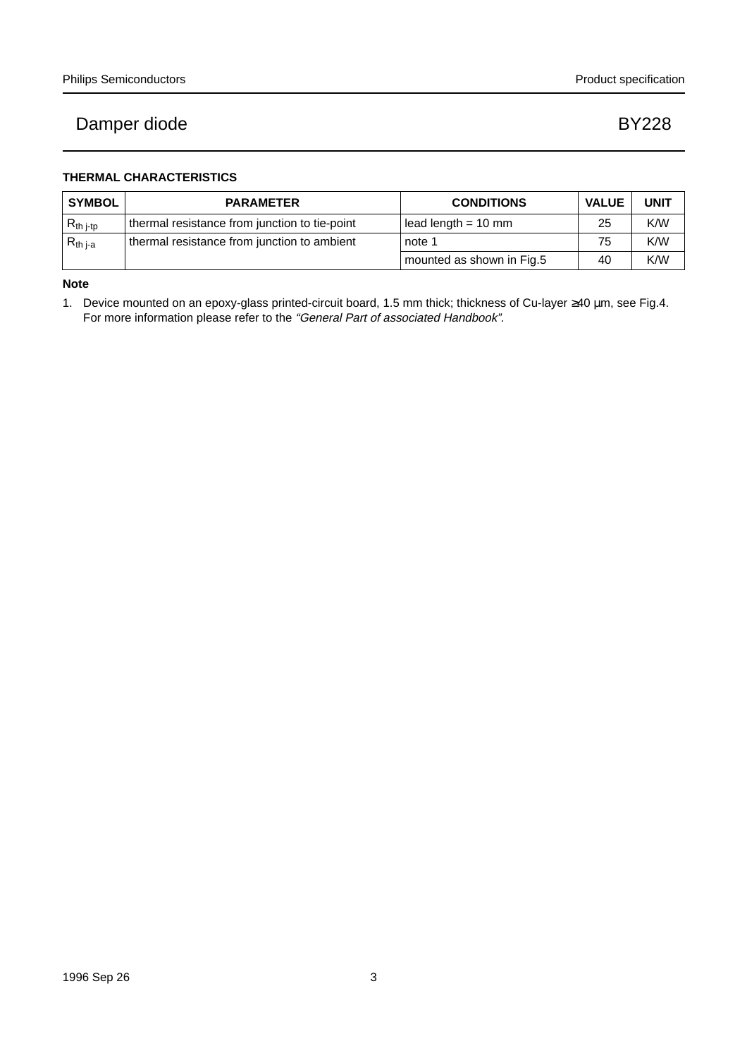## THERMAL CHARACTERISTICS

| SYMBOL | PARAMETER | CONDITIONS | VALUE | UNIT |
|---|---|---|---|---|
| $R_{th\ j\text{-}tp}$ | thermal resistance from junction to tie-point | lead length = 10 mm | 25 | K/W |
| $R_{th\ j\text{-}a}$ | thermal resistance from junction to ambient | note 1 | 75 | K/W |
| | | mounted as shown in Fig.5 | 40 | K/W |

**Note**

1. Device mounted on an epoxy-glass printed-circuit board, 1.5 mm thick; thickness of Cu-layer ≥40 μm, see Fig.4. For more information please refer to the *"General Part of associated Handbook"*.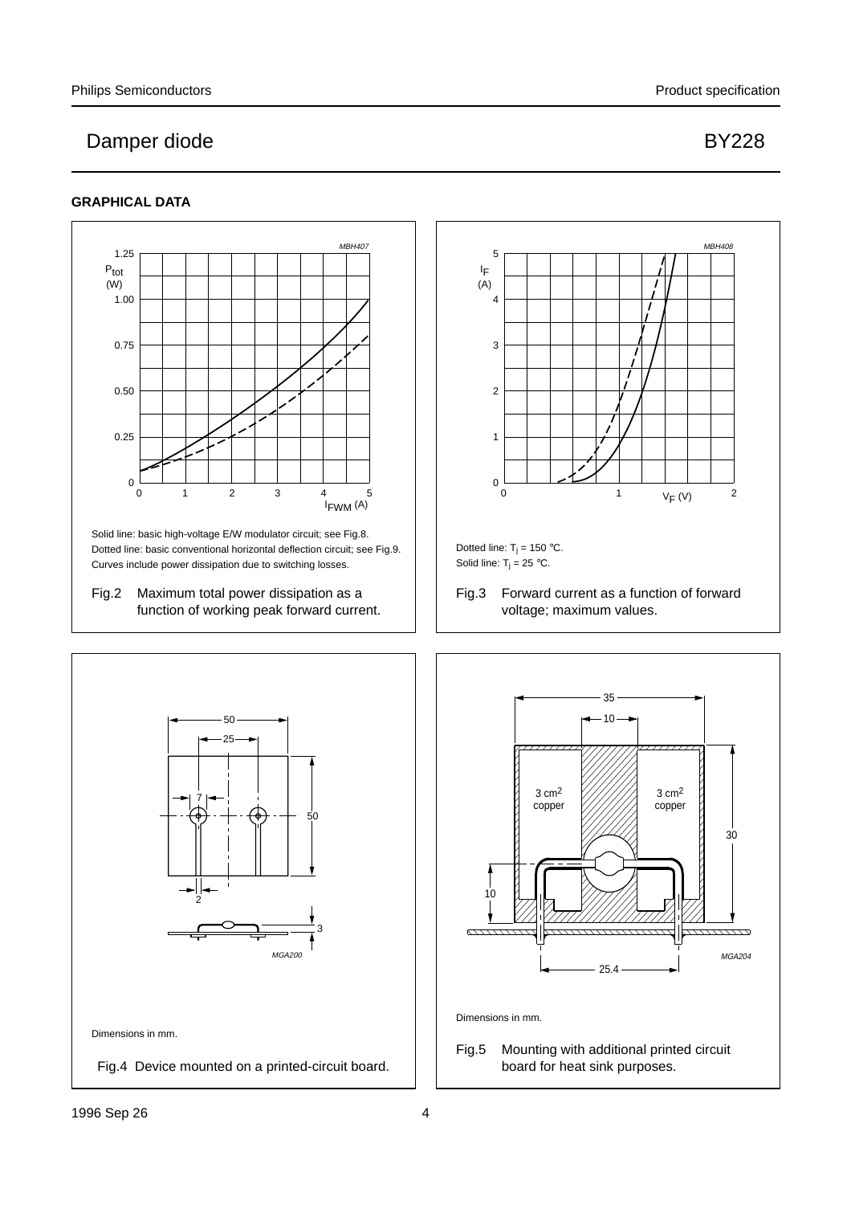## GRAPHICAL DATA

Solid line: basic high-voltage E/W modulator circuit; see Fig.8.
Dotted line: basic conventional horizontal deflection circuit; see Fig.9.
Curves include power dissipation due to switching losses.

Fig.2 Maximum total power dissipation as a function of working peak forward current.

Dotted line: $T_j$ = 150 °C.
Solid line: $T_j$ = 25 °C.

Fig.3 Forward current as a function of forward voltage; maximum values.

Dimensions in mm.

Fig.4 Device mounted on a printed-circuit board.

Dimensions in mm.

Fig.5 Mounting with additional printed circuit board for heat sink purposes.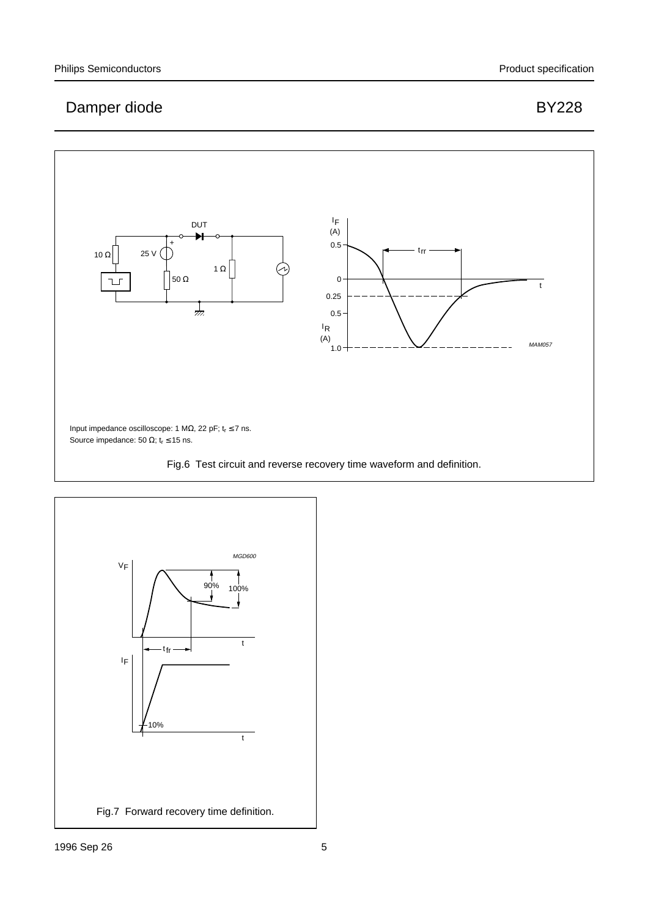Input impedance oscilloscope: 1 MΩ, 22 pF; $t_r \leq 7$ ns.
Source impedance: 50 Ω; $t_r \leq 15$ ns.

Fig.6 Test circuit and reverse recovery time waveform and definition.

Fig.7 Forward recovery time definition.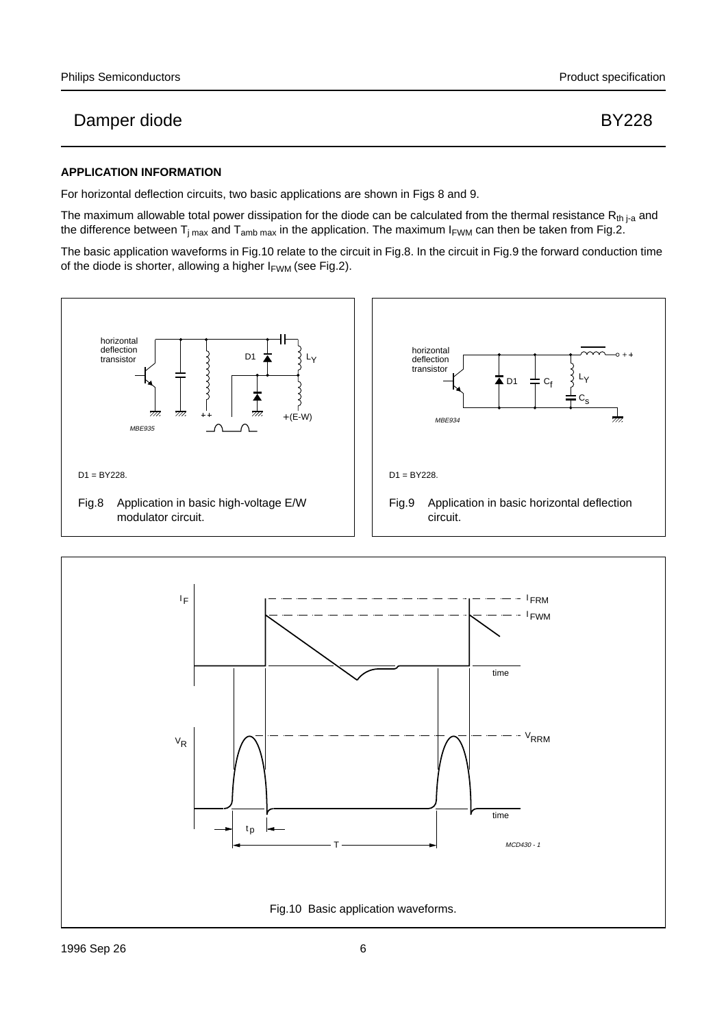## APPLICATION INFORMATION

For horizontal deflection circuits, two basic applications are shown in Figs 8 and 9.

The maximum allowable total power dissipation for the diode can be calculated from the thermal resistance $R_{th\ j\text{-}a}$ and the difference between $T_{j\ max}$ and $T_{amb\ max}$ in the application. The maximum $I_{FWM}$ can then be taken from Fig.2.

The basic application waveforms in Fig.10 relate to the circuit in Fig.8. In the circuit in Fig.9 the forward conduction time of the diode is shorter, allowing a higher $I_{FWM}$ (see Fig.2).

D1 = BY228.

Fig.8 Application in basic high-voltage E/W modulator circuit.

D1 = BY228.

Fig.9 Application in basic horizontal deflection circuit.

Fig.10 Basic application waveforms.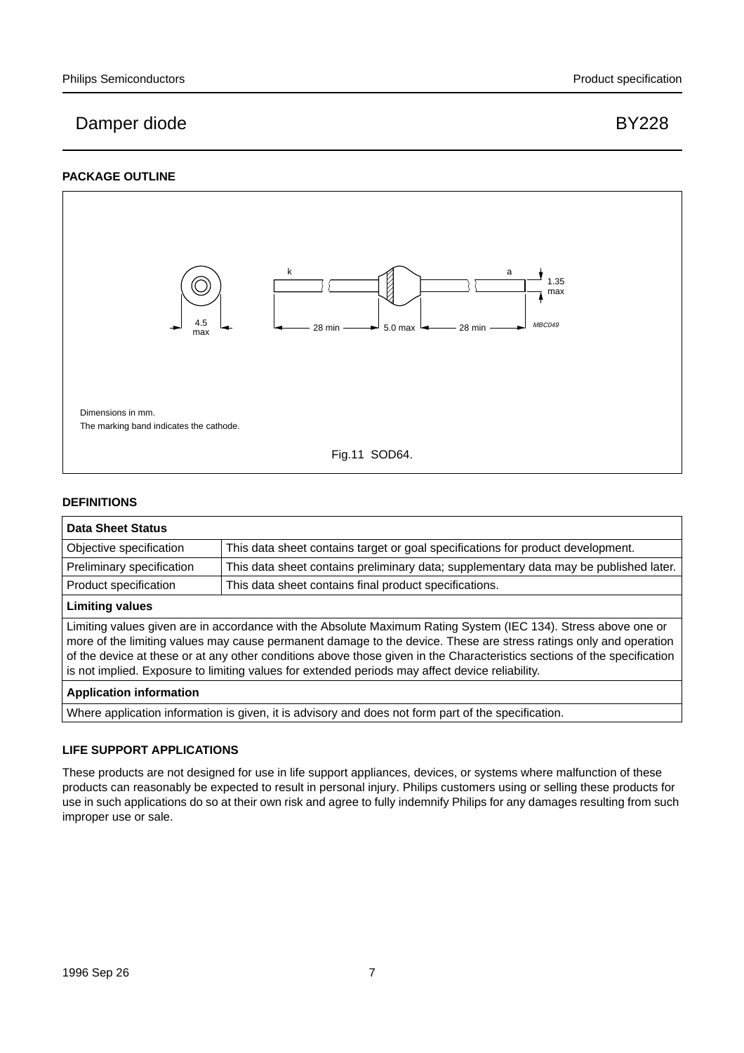## PACKAGE OUTLINE

k

a

1.35
max

4.5
max

28 min

5.0 max

28 min

MBC049

Dimensions in mm.

The marking band indicates the cathode.

Fig.11 SOD64.

## DEFINITIONS

| | |
|---|---|
| **Data Sheet Status** | |
| Objective specification | This data sheet contains target or goal specifications for product development. |
| Preliminary specification | This data sheet contains preliminary data; supplementary data may be published later. |
| Product specification | This data sheet contains final product specifications. |
| **Limiting values** | |
| Limiting values given are in accordance with the Absolute Maximum Rating System (IEC 134). Stress above one or more of the limiting values may cause permanent damage to the device. These are stress ratings only and operation of the device at these or at any other conditions above those given in the Characteristics sections of the specification is not implied. Exposure to limiting values for extended periods may affect device reliability. | |
| **Application information** | |
| Where application information is given, it is advisory and does not form part of the specification. | |

## LIFE SUPPORT APPLICATIONS

These products are not designed for use in life support appliances, devices, or systems where malfunction of these products can reasonably be expected to result in personal injury. Philips customers using or selling these products for use in such applications do so at their own risk and agree to fully indemnify Philips for any damages resulting from such improper use or sale.